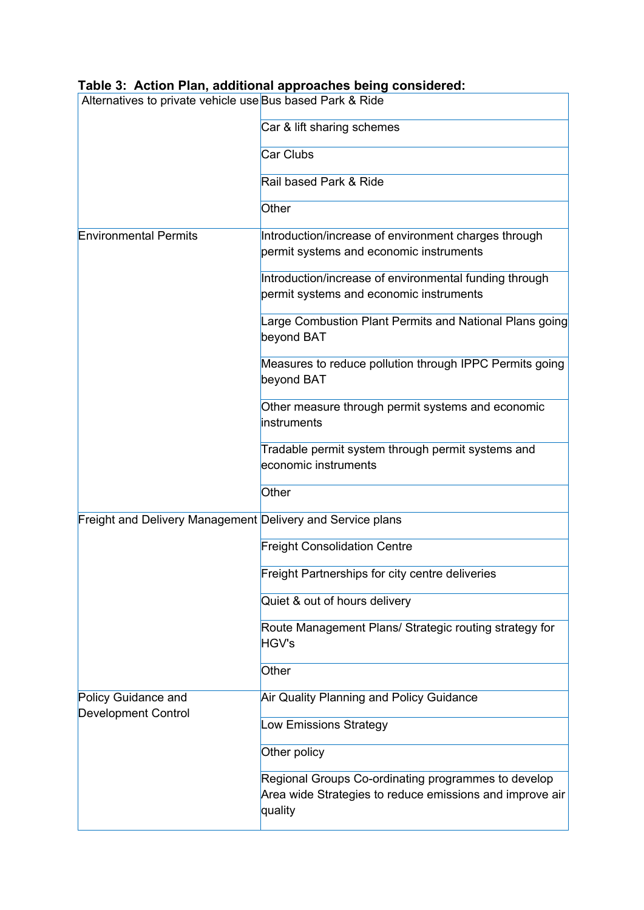**Table 3: Action Plan, additional approaches being considered:**

| | |
|---|---|
| Alternatives to private vehicle use | Bus based Park & Ride |
| | Car & lift sharing schemes |
| | Car Clubs |
| | Rail based Park & Ride |
| | Other |
| Environmental Permits | Introduction/increase of environment charges through permit systems and economic instruments |
| | Introduction/increase of environmental funding through permit systems and economic instruments |
| | Large Combustion Plant Permits and National Plans going beyond BAT |
| | Measures to reduce pollution through IPPC Permits going beyond BAT |
| | Other measure through permit systems and economic instruments |
| | Tradable permit system through permit systems and economic instruments |
| | Other |
| Freight and Delivery Management | Delivery and Service plans |
| | Freight Consolidation Centre |
| | Freight Partnerships for city centre deliveries |
| | Quiet & out of hours delivery |
| | Route Management Plans/ Strategic routing strategy for HGV's |
| | Other |
| Policy Guidance and Development Control | Air Quality Planning and Policy Guidance |
| | Low Emissions Strategy |
| | Other policy |
| | Regional Groups Co-ordinating programmes to develop Area wide Strategies to reduce emissions and improve air quality |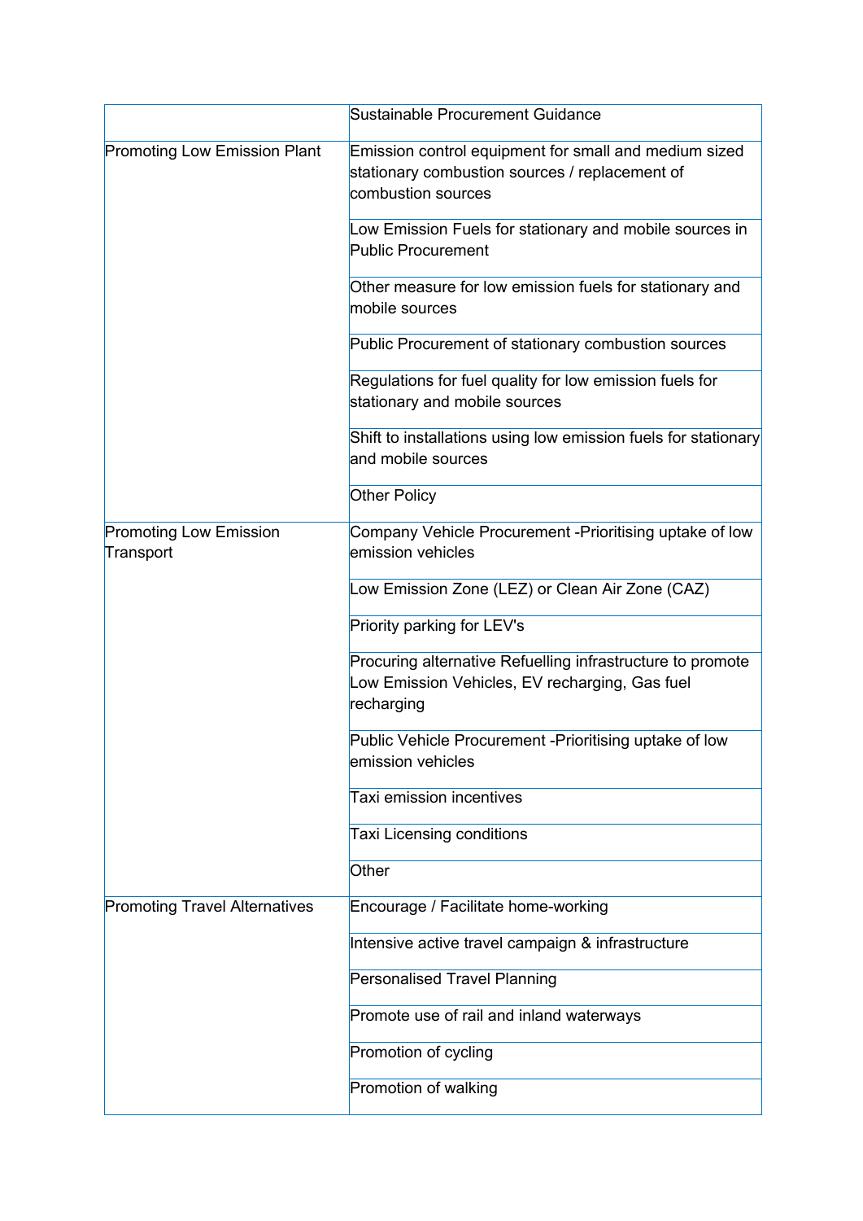| | |
|---|---|
| | Sustainable Procurement Guidance |
| Promoting Low Emission Plant | Emission control equipment for small and medium sized stationary combustion sources / replacement of combustion sources |
| | Low Emission Fuels for stationary and mobile sources in Public Procurement |
| | Other measure for low emission fuels for stationary and mobile sources |
| | Public Procurement of stationary combustion sources |
| | Regulations for fuel quality for low emission fuels for stationary and mobile sources |
| | Shift to installations using low emission fuels for stationary and mobile sources |
| | Other Policy |
| Promoting Low Emission Transport | Company Vehicle Procurement -Prioritising uptake of low emission vehicles |
| | Low Emission Zone (LEZ) or Clean Air Zone (CAZ) |
| | Priority parking for LEV's |
| | Procuring alternative Refuelling infrastructure to promote Low Emission Vehicles, EV recharging, Gas fuel recharging |
| | Public Vehicle Procurement -Prioritising uptake of low emission vehicles |
| | Taxi emission incentives |
| | Taxi Licensing conditions |
| | Other |
| Promoting Travel Alternatives | Encourage / Facilitate home-working |
| | Intensive active travel campaign & infrastructure |
| | Personalised Travel Planning |
| | Promote use of rail and inland waterways |
| | Promotion of cycling |
| | Promotion of walking |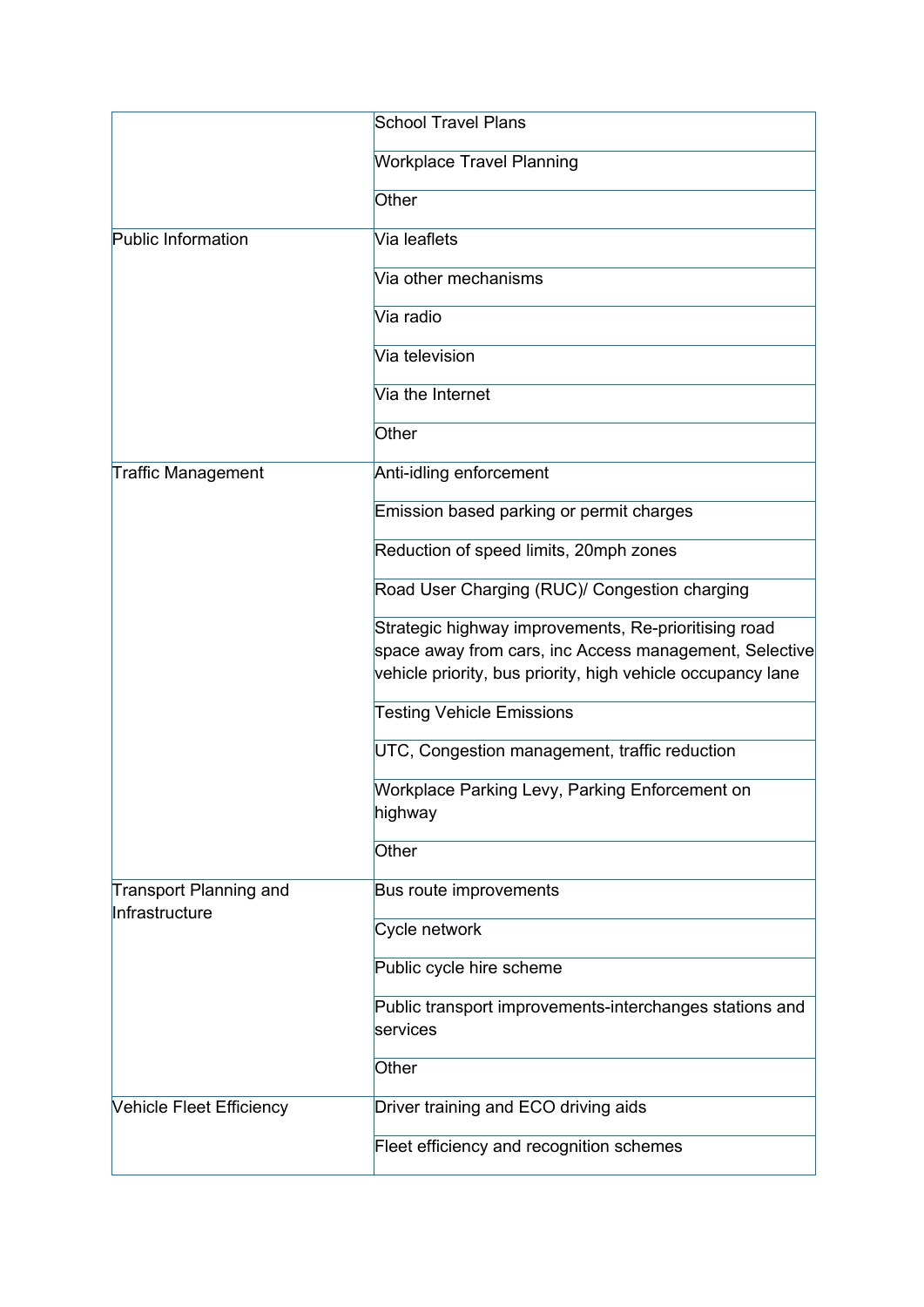| | |
|---|---|
| | School Travel Plans |
| | Workplace Travel Planning |
| | Other |
| Public Information | Via leaflets |
| | Via other mechanisms |
| | Via radio |
| | Via television |
| | Via the Internet |
| | Other |
| Traffic Management | Anti-idling enforcement |
| | Emission based parking or permit charges |
| | Reduction of speed limits, 20mph zones |
| | Road User Charging (RUC)/ Congestion charging |
| | Strategic highway improvements, Re-prioritising road space away from cars, inc Access management, Selective vehicle priority, bus priority, high vehicle occupancy lane |
| | Testing Vehicle Emissions |
| | UTC, Congestion management, traffic reduction |
| | Workplace Parking Levy, Parking Enforcement on highway |
| | Other |
| Transport Planning and Infrastructure | Bus route improvements |
| | Cycle network |
| | Public cycle hire scheme |
| | Public transport improvements-interchanges stations and services |
| | Other |
| Vehicle Fleet Efficiency | Driver training and ECO driving aids |
| | Fleet efficiency and recognition schemes |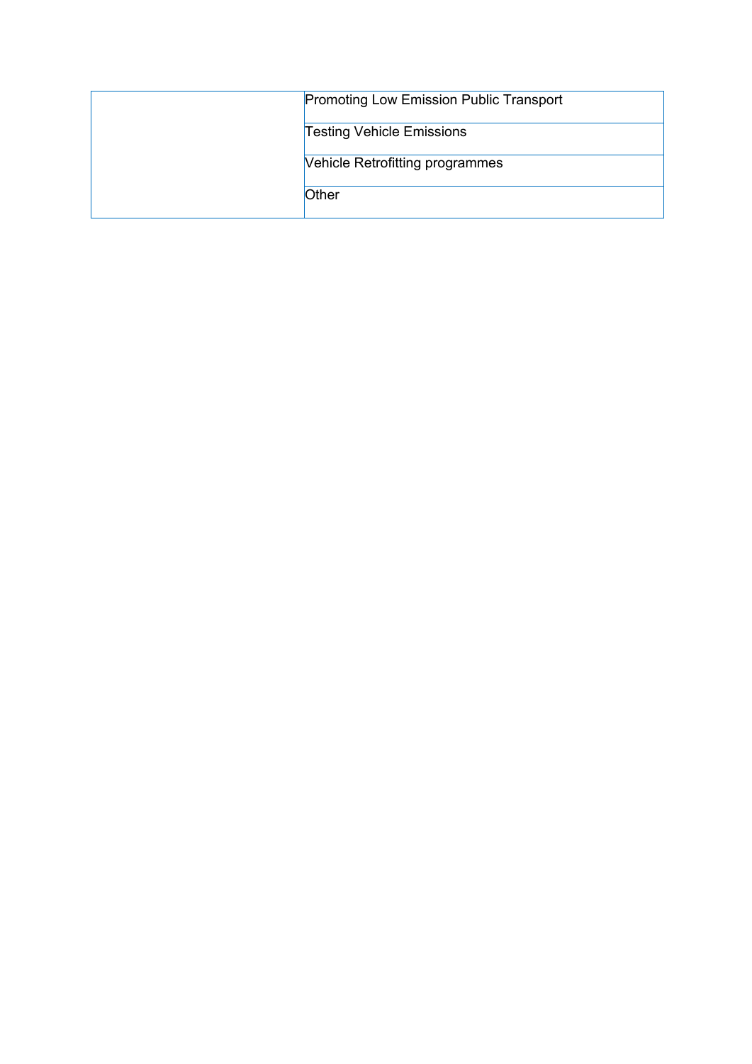| | |
|---|---|
| | Promoting Low Emission Public Transport |
| | Testing Vehicle Emissions |
| | Vehicle Retrofitting programmes |
| | Other |